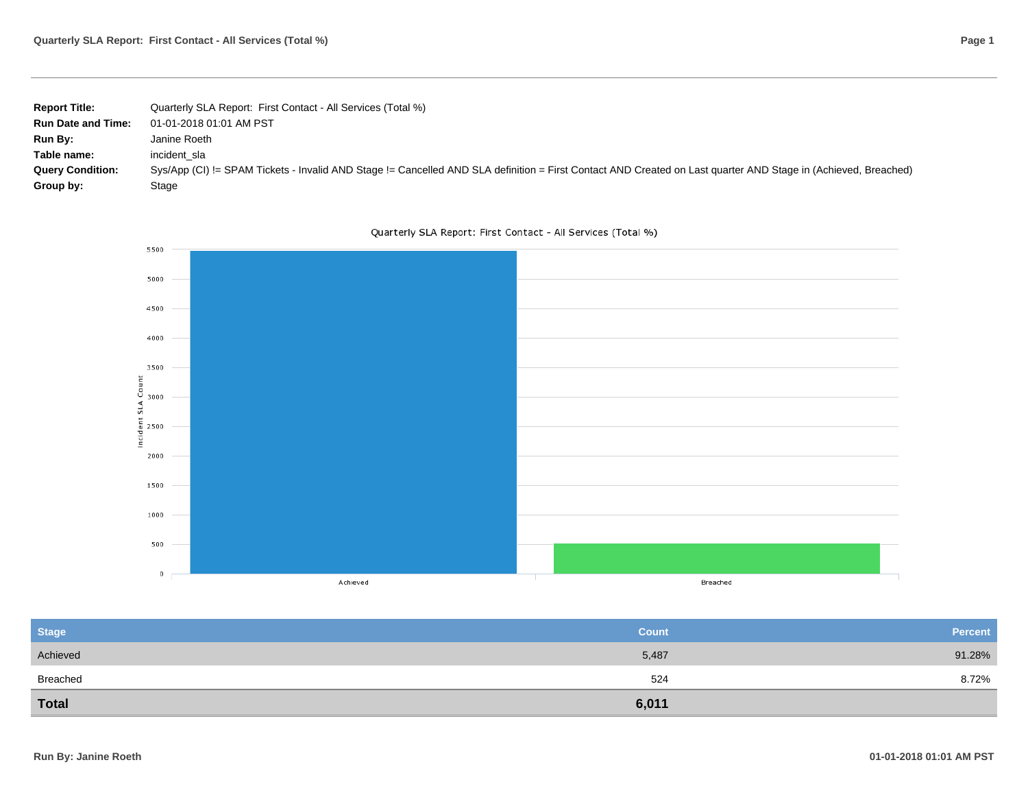| | |
|---|---|
| **Report Title:** | Quarterly SLA Report:  First Contact - All Services (Total %) |
| **Run Date and Time:** | 01-01-2018 01:01 AM PST |
| **Run By:** | Janine Roeth |
| **Table name:** | incident_sla |
| **Query Condition:** | Sys/App (CI) != SPAM Tickets - Invalid AND Stage != Cancelled AND SLA definition = First Contact AND Created on Last quarter AND Stage in (Achieved, Breached) |
| **Group by:** | Stage |

Quarterly SLA Report: First Contact - All Services (Total %)

Incident SLA Count

5500
5000
4500
4000
3500
3000
2500
2000
1500
1000
500
0

Achieved
Breached

| Stage | Count | Percent |
|---|---|---|
| Achieved | 5,487 | 91.28% |
| Breached | 524 | 8.72% |
| **Total** | **6,011** | |

**Run By: Janine Roeth**

**01-01-2018 01:01 AM PST**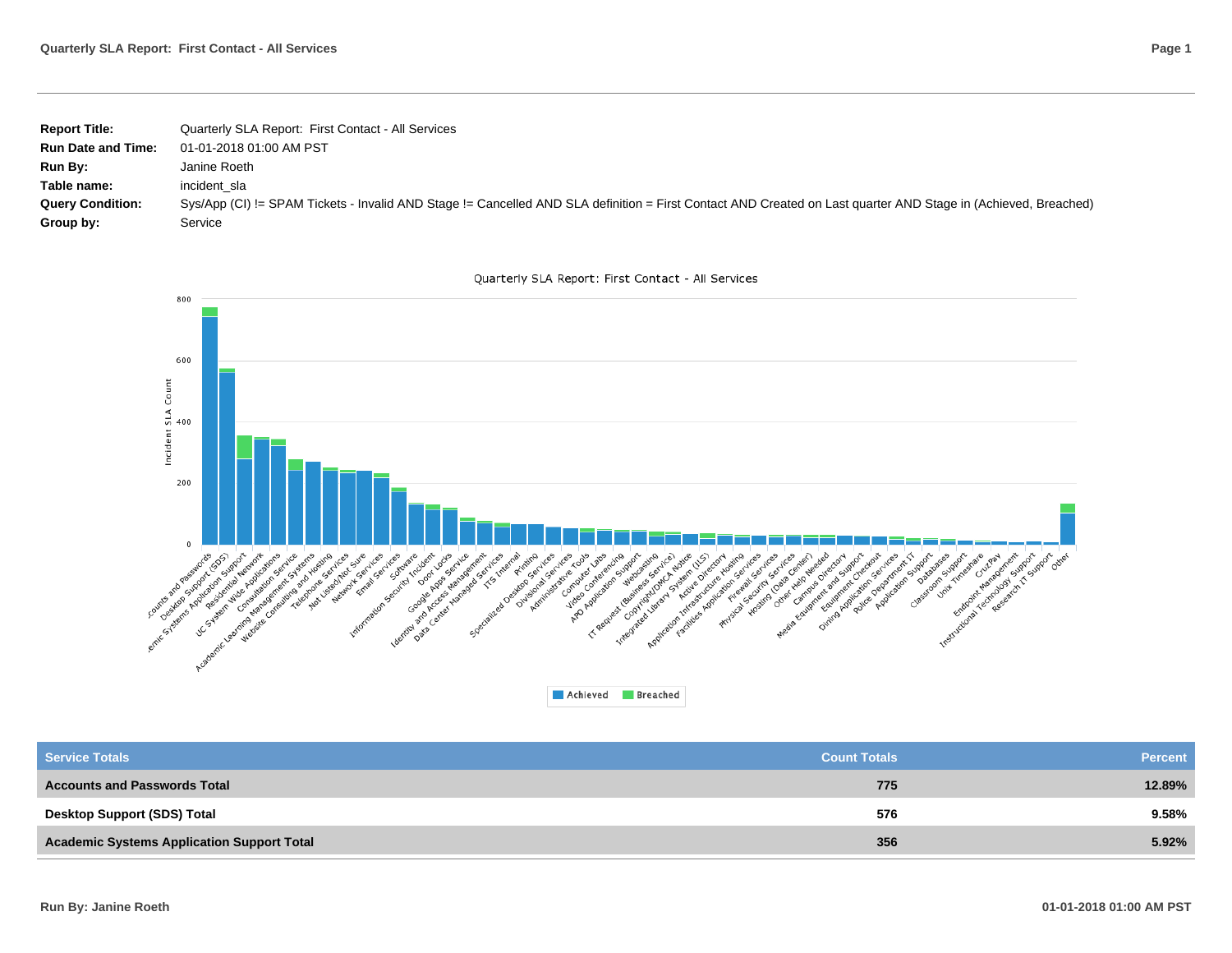| | |
|---|---|
| **Report Title:** | Quarterly SLA Report: First Contact - All Services |
| **Run Date and Time:** | 01-01-2018 01:00 AM PST |
| **Run By:** | Janine Roeth |
| **Table name:** | incident_sla |
| **Query Condition:** | Sys/App (CI) != SPAM Tickets - Invalid AND Stage != Cancelled AND SLA definition = First Contact AND Created on Last quarter AND Stage in (Achieved, Breached) |
| **Group by:** | Service |

Quarterly SLA Report: First Contact - All Services

Incident SLA Count

800
600
400
200
0

Accounts and Passwords
Desktop Support (SDS)
Academic Systems Application Support
Residential Network
UC System Wide Applications
Consultation Service
Academic Learning Management Systems
Website Consulting and Hosting
Telephone Services
Not Listed/Not Sure
Network Services
Email Services
Information Security Incident
Software
Door Locks
Google Apps Service
Identity and Access Management
Data Center Managed Services
ITS Internal
Printing
Specialized Desktop Services
Divisional Services
Administrative Tools
Computer Labs
Video Conferencing
APO Application Support
Webcasting
IT Request (Business Service)
Copyright/DMCA Notice
Integrated Library System (ILS)
Active Directory
Application Infrastructure Hosting
Facilities Application Services
Firewall Services
Physical Security Services
Hosting (Data Center)
Other Help Needed
Campus Directory
Media Equipment and Support
Equipment Checkout
Dining Application Services
Police Department IT
Application Support
Databases
Classroom Support
Unix Timeshare
CruzPay
Endpoint Management
Instructional Technology Support
Research IT Support
Other

Achieved
Breached

| Service Totals | Count Totals | Percent |
|---|---|---|
| **Accounts and Passwords Total** | **775** | **12.89%** |
| **Desktop Support (SDS) Total** | **576** | **9.58%** |
| **Academic Systems Application Support Total** | **356** | **5.92%** |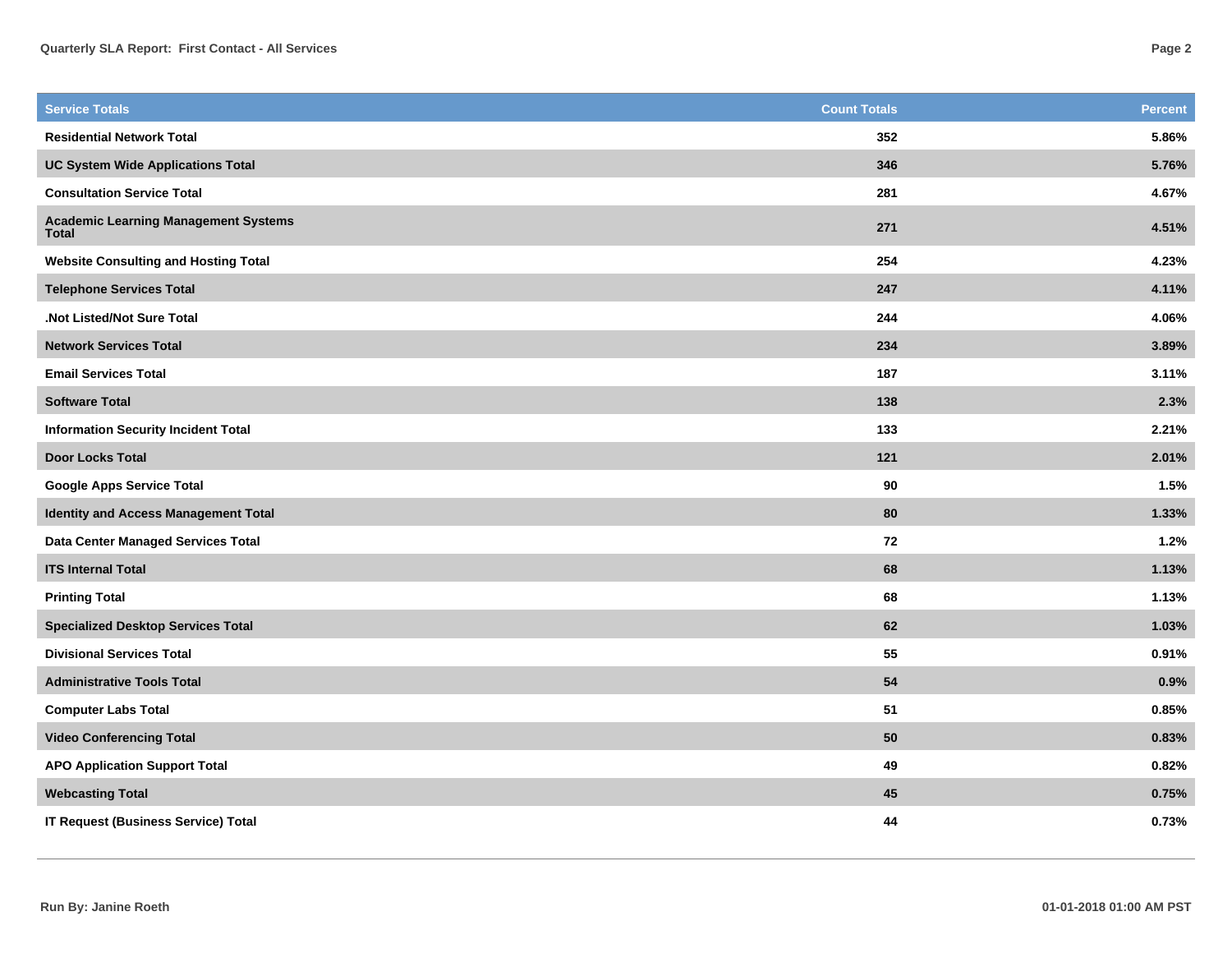| Service Totals | Count Totals | Percent |
| --- | --- | --- |
| **Residential Network Total** | **352** | **5.86%** |
| **UC System Wide Applications Total** | **346** | **5.76%** |
| **Consultation Service Total** | **281** | **4.67%** |
| **Academic Learning Management Systems Total** | **271** | **4.51%** |
| **Website Consulting and Hosting Total** | **254** | **4.23%** |
| **Telephone Services Total** | **247** | **4.11%** |
| **.Not Listed/Not Sure Total** | **244** | **4.06%** |
| **Network Services Total** | **234** | **3.89%** |
| **Email Services Total** | **187** | **3.11%** |
| **Software Total** | **138** | **2.3%** |
| **Information Security Incident Total** | **133** | **2.21%** |
| **Door Locks Total** | **121** | **2.01%** |
| **Google Apps Service Total** | **90** | **1.5%** |
| **Identity and Access Management Total** | **80** | **1.33%** |
| **Data Center Managed Services Total** | **72** | **1.2%** |
| **ITS Internal Total** | **68** | **1.13%** |
| **Printing Total** | **68** | **1.13%** |
| **Specialized Desktop Services Total** | **62** | **1.03%** |
| **Divisional Services Total** | **55** | **0.91%** |
| **Administrative Tools Total** | **54** | **0.9%** |
| **Computer Labs Total** | **51** | **0.85%** |
| **Video Conferencing Total** | **50** | **0.83%** |
| **APO Application Support Total** | **49** | **0.82%** |
| **Webcasting Total** | **45** | **0.75%** |
| **IT Request (Business Service) Total** | **44** | **0.73%** |

**Run By: Janine Roeth**

**01-01-2018 01:00 AM PST**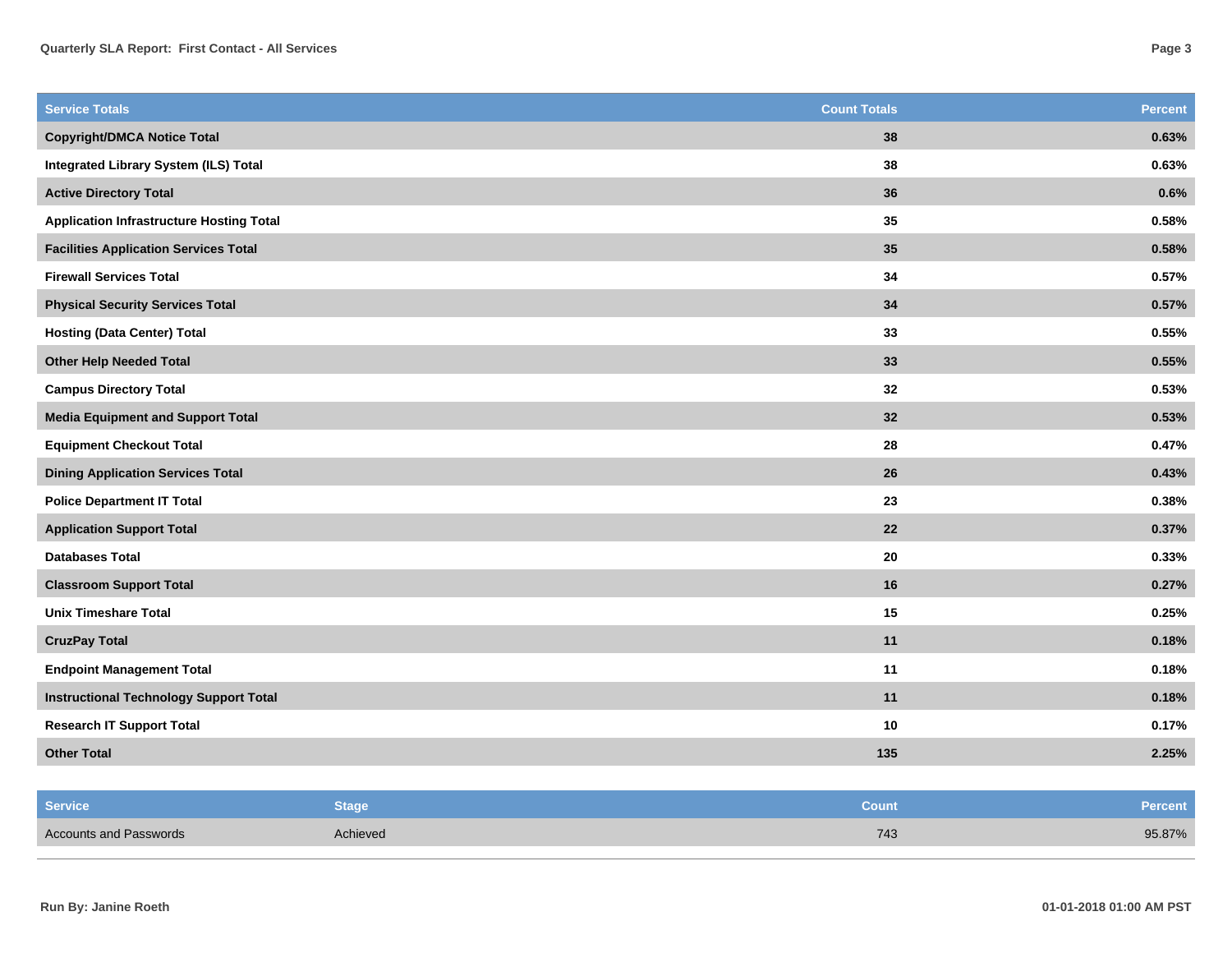| Service Totals | Count Totals | Percent |
|---|---|---|
| **Copyright/DMCA Notice Total** | **38** | **0.63%** |
| **Integrated Library System (ILS) Total** | **38** | **0.63%** |
| **Active Directory Total** | **36** | **0.6%** |
| **Application Infrastructure Hosting Total** | **35** | **0.58%** |
| **Facilities Application Services Total** | **35** | **0.58%** |
| **Firewall Services Total** | **34** | **0.57%** |
| **Physical Security Services Total** | **34** | **0.57%** |
| **Hosting (Data Center) Total** | **33** | **0.55%** |
| **Other Help Needed Total** | **33** | **0.55%** |
| **Campus Directory Total** | **32** | **0.53%** |
| **Media Equipment and Support Total** | **32** | **0.53%** |
| **Equipment Checkout Total** | **28** | **0.47%** |
| **Dining Application Services Total** | **26** | **0.43%** |
| **Police Department IT Total** | **23** | **0.38%** |
| **Application Support Total** | **22** | **0.37%** |
| **Databases Total** | **20** | **0.33%** |
| **Classroom Support Total** | **16** | **0.27%** |
| **Unix Timeshare Total** | **15** | **0.25%** |
| **CruzPay Total** | **11** | **0.18%** |
| **Endpoint Management Total** | **11** | **0.18%** |
| **Instructional Technology Support Total** | **11** | **0.18%** |
| **Research IT Support Total** | **10** | **0.17%** |
| **Other Total** | **135** | **2.25%** |

| Service | Stage | Count | Percent |
|---|---|---|---|
| Accounts and Passwords | Achieved | 743 | 95.87% |

**Run By: Janine Roeth**

**01-01-2018 01:00 AM PST**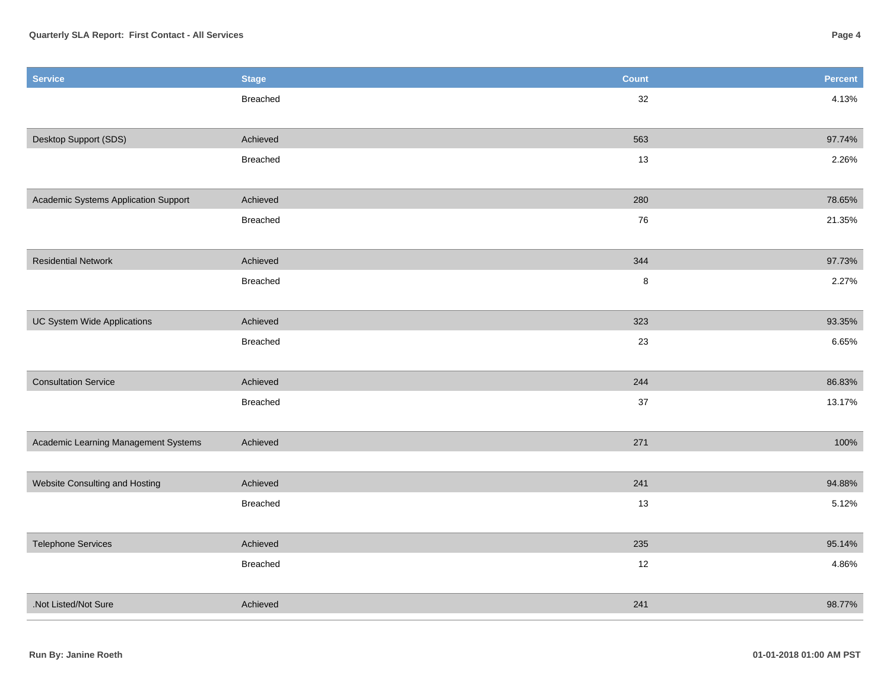| Service | Stage | Count | Percent |
|---|---|---|---|
| | Breached | 32 | 4.13% |
| Desktop Support (SDS) | Achieved | 563 | 97.74% |
| | Breached | 13 | 2.26% |
| Academic Systems Application Support | Achieved | 280 | 78.65% |
| | Breached | 76 | 21.35% |
| Residential Network | Achieved | 344 | 97.73% |
| | Breached | 8 | 2.27% |
| UC System Wide Applications | Achieved | 323 | 93.35% |
| | Breached | 23 | 6.65% |
| Consultation Service | Achieved | 244 | 86.83% |
| | Breached | 37 | 13.17% |
| Academic Learning Management Systems | Achieved | 271 | 100% |
| Website Consulting and Hosting | Achieved | 241 | 94.88% |
| | Breached | 13 | 5.12% |
| Telephone Services | Achieved | 235 | 95.14% |
| | Breached | 12 | 4.86% |
| .Not Listed/Not Sure | Achieved | 241 | 98.77% |

**Run By: Janine Roeth**

**01-01-2018 01:00 AM PST**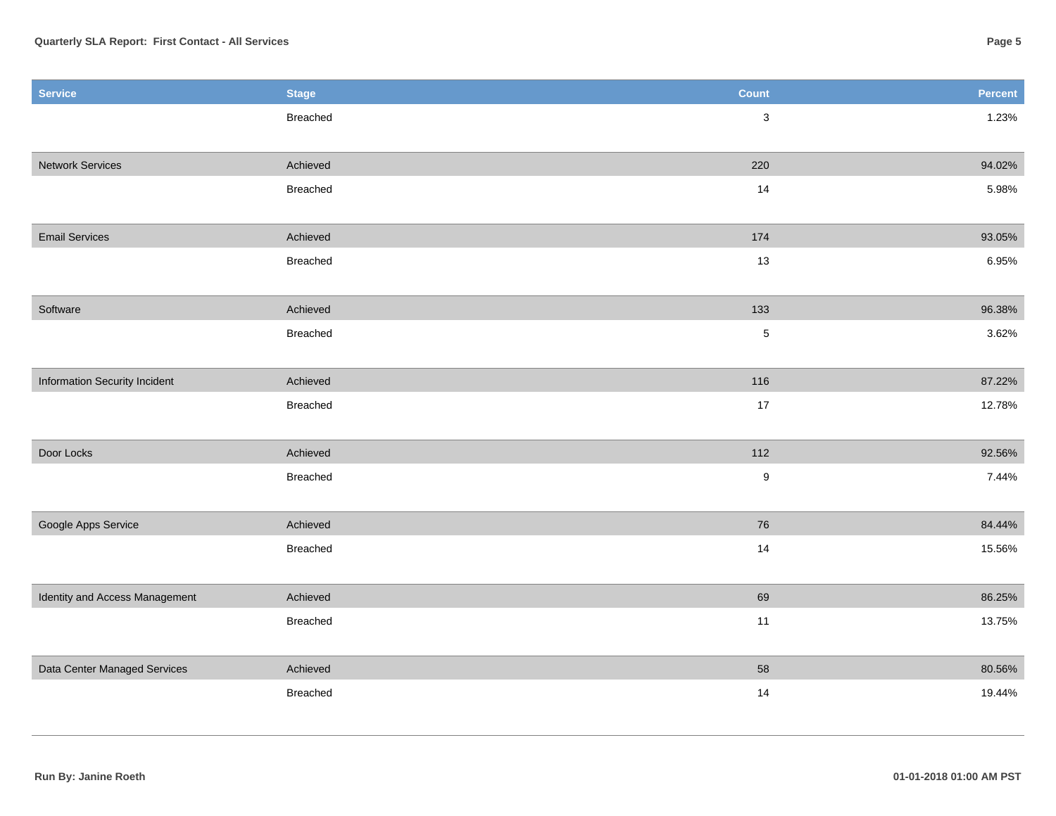| Service | Stage | Count | Percent |
| --- | --- | --- | --- |
| | Breached | 3 | 1.23% |
| Network Services | Achieved | 220 | 94.02% |
| | Breached | 14 | 5.98% |
| Email Services | Achieved | 174 | 93.05% |
| | Breached | 13 | 6.95% |
| Software | Achieved | 133 | 96.38% |
| | Breached | 5 | 3.62% |
| Information Security Incident | Achieved | 116 | 87.22% |
| | Breached | 17 | 12.78% |
| Door Locks | Achieved | 112 | 92.56% |
| | Breached | 9 | 7.44% |
| Google Apps Service | Achieved | 76 | 84.44% |
| | Breached | 14 | 15.56% |
| Identity and Access Management | Achieved | 69 | 86.25% |
| | Breached | 11 | 13.75% |
| Data Center Managed Services | Achieved | 58 | 80.56% |
| | Breached | 14 | 19.44% |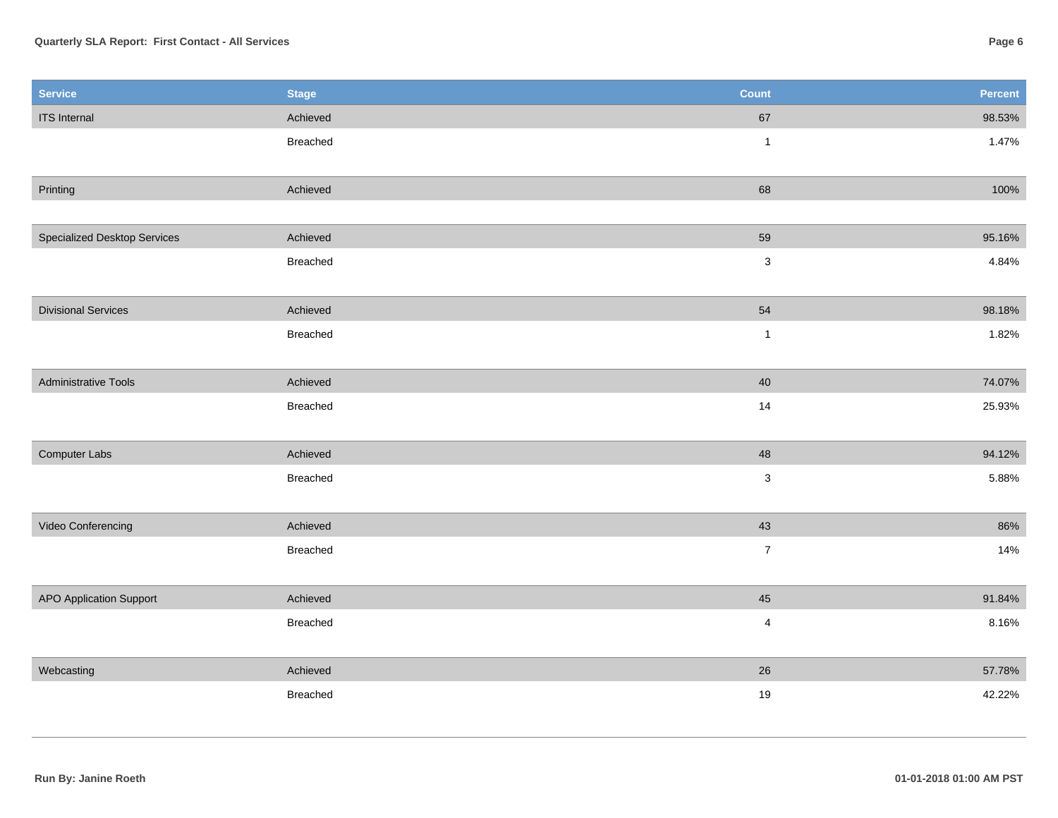| Service | Stage | Count | Percent |
| --- | --- | --- | --- |
| ITS Internal | Achieved | 67 | 98.53% |
| | Breached | 1 | 1.47% |
| Printing | Achieved | 68 | 100% |
| Specialized Desktop Services | Achieved | 59 | 95.16% |
| | Breached | 3 | 4.84% |
| Divisional Services | Achieved | 54 | 98.18% |
| | Breached | 1 | 1.82% |
| Administrative Tools | Achieved | 40 | 74.07% |
| | Breached | 14 | 25.93% |
| Computer Labs | Achieved | 48 | 94.12% |
| | Breached | 3 | 5.88% |
| Video Conferencing | Achieved | 43 | 86% |
| | Breached | 7 | 14% |
| APO Application Support | Achieved | 45 | 91.84% |
| | Breached | 4 | 8.16% |
| Webcasting | Achieved | 26 | 57.78% |
| | Breached | 19 | 42.22% |

**Run By: Janine Roeth**

**01-01-2018 01:00 AM PST**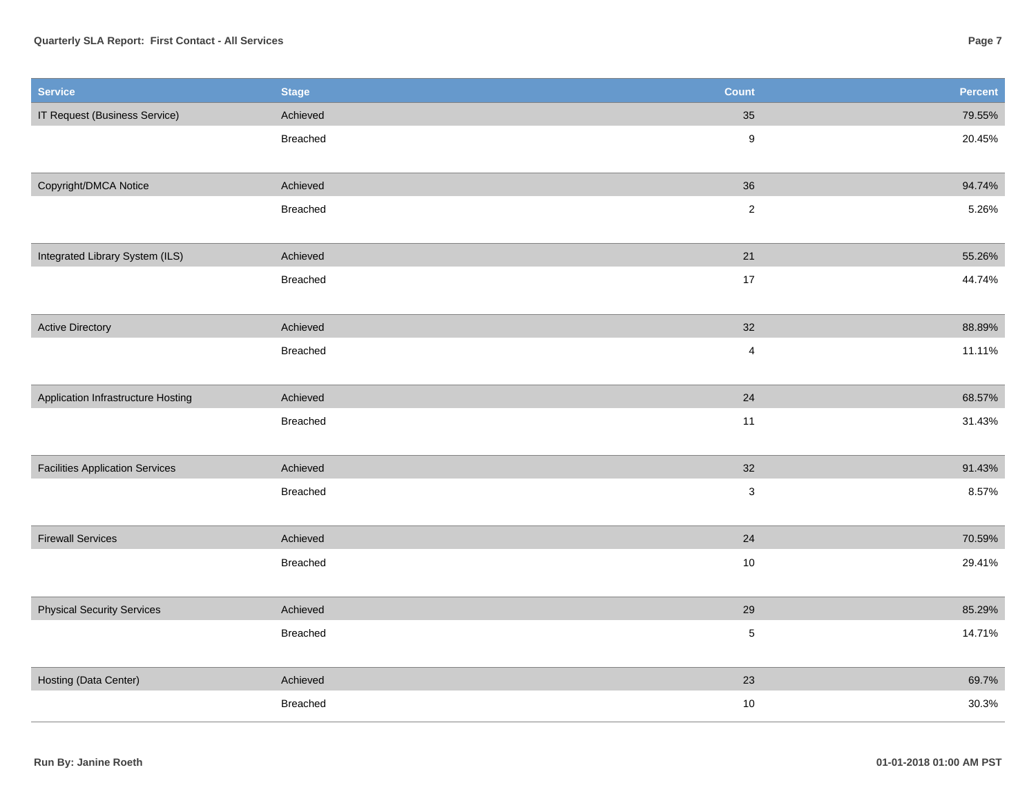| Service | Stage | Count | Percent |
|---|---|---|---|
| IT Request (Business Service) | Achieved | 35 | 79.55% |
| | Breached | 9 | 20.45% |
| Copyright/DMCA Notice | Achieved | 36 | 94.74% |
| | Breached | 2 | 5.26% |
| Integrated Library System (ILS) | Achieved | 21 | 55.26% |
| | Breached | 17 | 44.74% |
| Active Directory | Achieved | 32 | 88.89% |
| | Breached | 4 | 11.11% |
| Application Infrastructure Hosting | Achieved | 24 | 68.57% |
| | Breached | 11 | 31.43% |
| Facilities Application Services | Achieved | 32 | 91.43% |
| | Breached | 3 | 8.57% |
| Firewall Services | Achieved | 24 | 70.59% |
| | Breached | 10 | 29.41% |
| Physical Security Services | Achieved | 29 | 85.29% |
| | Breached | 5 | 14.71% |
| Hosting (Data Center) | Achieved | 23 | 69.7% |
| | Breached | 10 | 30.3% |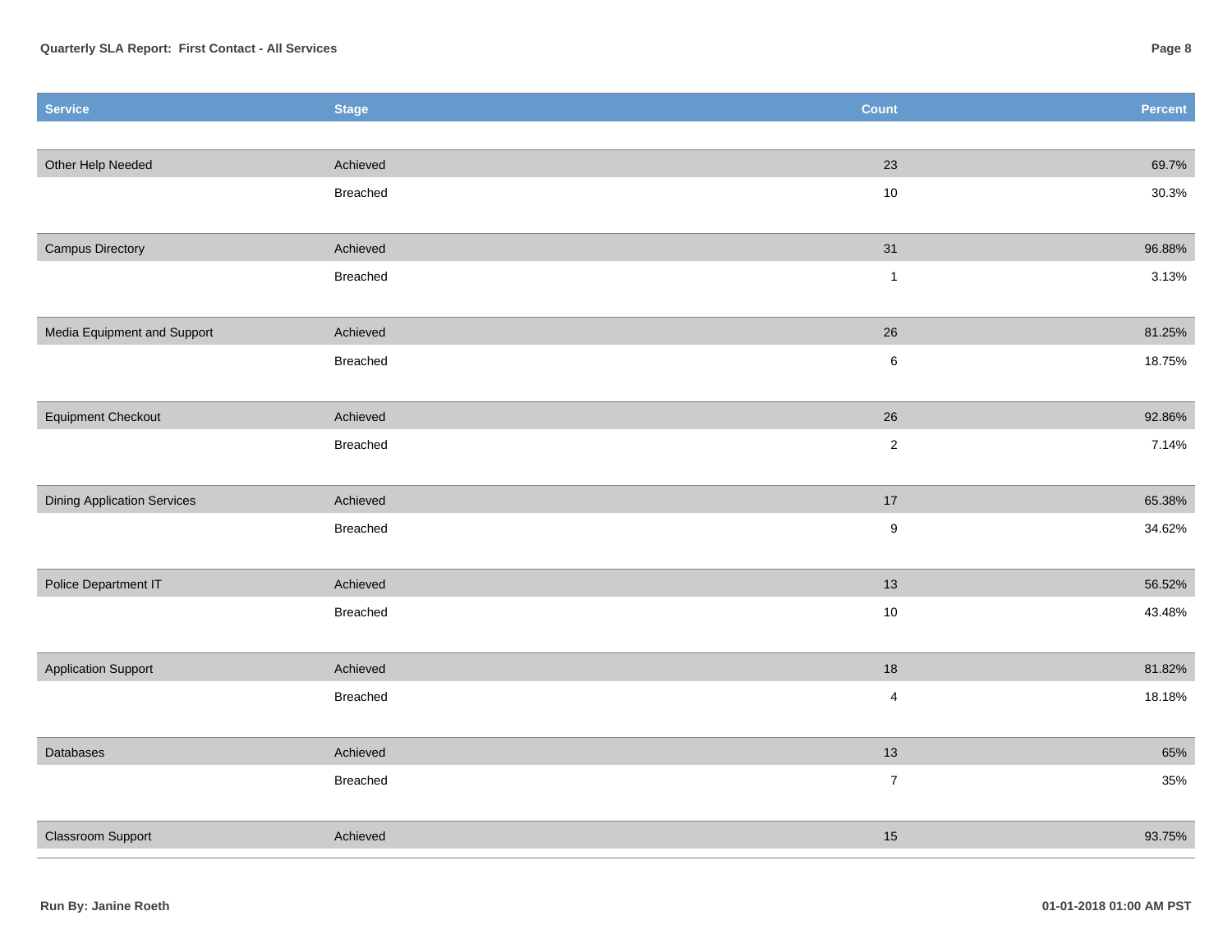| Service | Stage | Count | Percent |
| --- | --- | --- | --- |
| Other Help Needed | Achieved | 23 | 69.7% |
| | Breached | 10 | 30.3% |
| Campus Directory | Achieved | 31 | 96.88% |
| | Breached | 1 | 3.13% |
| Media Equipment and Support | Achieved | 26 | 81.25% |
| | Breached | 6 | 18.75% |
| Equipment Checkout | Achieved | 26 | 92.86% |
| | Breached | 2 | 7.14% |
| Dining Application Services | Achieved | 17 | 65.38% |
| | Breached | 9 | 34.62% |
| Police Department IT | Achieved | 13 | 56.52% |
| | Breached | 10 | 43.48% |
| Application Support | Achieved | 18 | 81.82% |
| | Breached | 4 | 18.18% |
| Databases | Achieved | 13 | 65% |
| | Breached | 7 | 35% |
| Classroom Support | Achieved | 15 | 93.75% |

**Run By: Janine Roeth**

**01-01-2018 01:00 AM PST**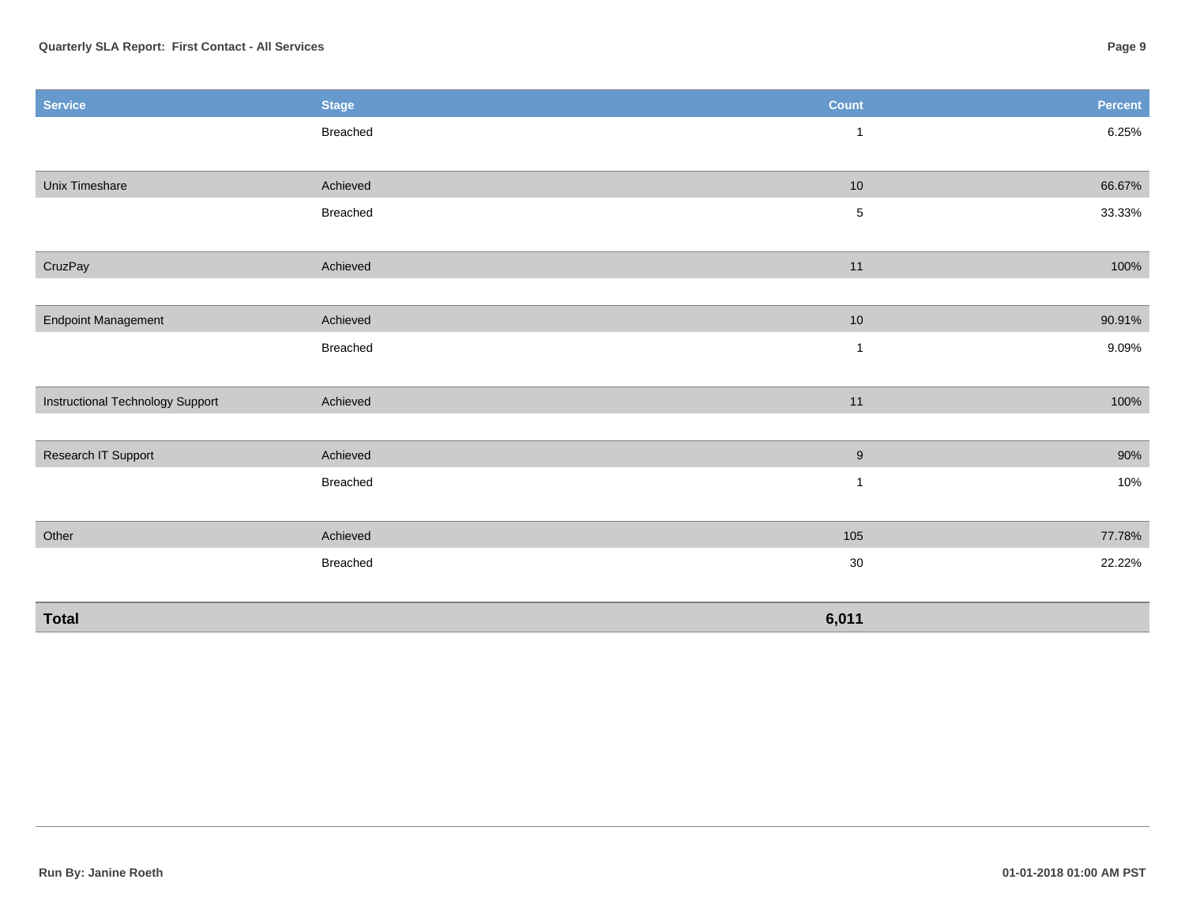| Service | Stage | Count | Percent |
|---|---|---|---|
| | Breached | 1 | 6.25% |
| Unix Timeshare | Achieved | 10 | 66.67% |
| | Breached | 5 | 33.33% |
| CruzPay | Achieved | 11 | 100% |
| Endpoint Management | Achieved | 10 | 90.91% |
| | Breached | 1 | 9.09% |
| Instructional Technology Support | Achieved | 11 | 100% |
| Research IT Support | Achieved | 9 | 90% |
| | Breached | 1 | 10% |
| Other | Achieved | 105 | 77.78% |
| | Breached | 30 | 22.22% |
| **Total** | | **6,011** | |

**Run By: Janine Roeth**

**01-01-2018 01:00 AM PST**